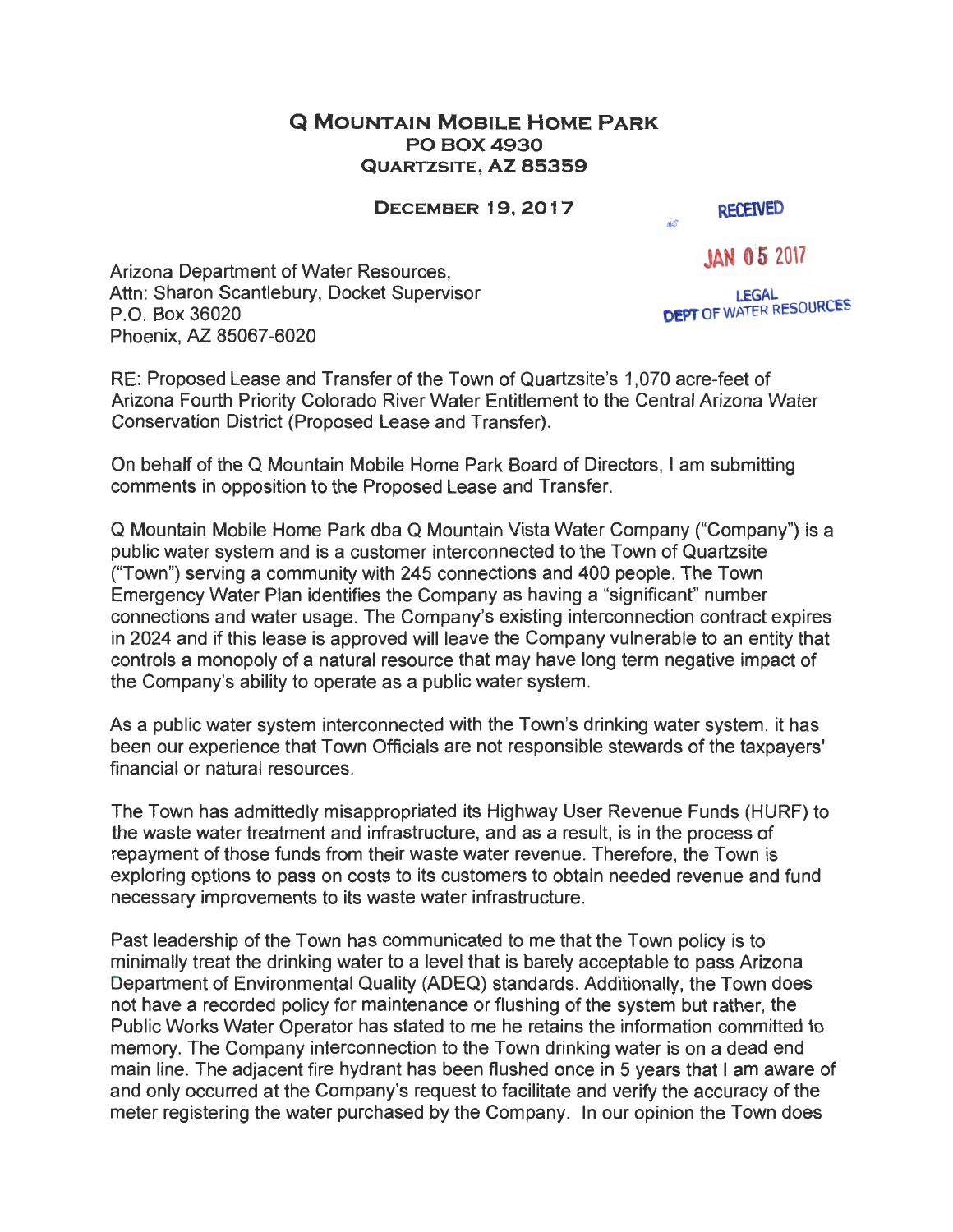**Q Mountain Mobile Home Park**
**PO Box 4930**
**Quartzsite, AZ 85359**

**December 19, 2017**

RECEIVED

JAN 05 2017

LEGAL
DEPT OF WATER RESOURCES

Arizona Department of Water Resources,
Attn: Sharon Scantlebury, Docket Supervisor
P.O. Box 36020
Phoenix, AZ 85067-6020

RE: Proposed Lease and Transfer of the Town of Quartzsite's 1,070 acre-feet of Arizona Fourth Priority Colorado River Water Entitlement to the Central Arizona Water Conservation District (Proposed Lease and Transfer).

On behalf of the Q Mountain Mobile Home Park Board of Directors, I am submitting comments in opposition to the Proposed Lease and Transfer.

Q Mountain Mobile Home Park dba Q Mountain Vista Water Company ("Company") is a public water system and is a customer interconnected to the Town of Quartzsite ("Town") serving a community with 245 connections and 400 people. The Town Emergency Water Plan identifies the Company as having a "significant" number connections and water usage. The Company's existing interconnection contract expires in 2024 and if this lease is approved will leave the Company vulnerable to an entity that controls a monopoly of a natural resource that may have long term negative impact of the Company's ability to operate as a public water system.

As a public water system interconnected with the Town's drinking water system, it has been our experience that Town Officials are not responsible stewards of the taxpayers' financial or natural resources.

The Town has admittedly misappropriated its Highway User Revenue Funds (HURF) to the waste water treatment and infrastructure, and as a result, is in the process of repayment of those funds from their waste water revenue. Therefore, the Town is exploring options to pass on costs to its customers to obtain needed revenue and fund necessary improvements to its waste water infrastructure.

Past leadership of the Town has communicated to me that the Town policy is to minimally treat the drinking water to a level that is barely acceptable to pass Arizona Department of Environmental Quality (ADEQ) standards. Additionally, the Town does not have a recorded policy for maintenance or flushing of the system but rather, the Public Works Water Operator has stated to me he retains the information committed to memory. The Company interconnection to the Town drinking water is on a dead end main line. The adjacent fire hydrant has been flushed once in 5 years that I am aware of and only occurred at the Company's request to facilitate and verify the accuracy of the meter registering the water purchased by the Company. In our opinion the Town does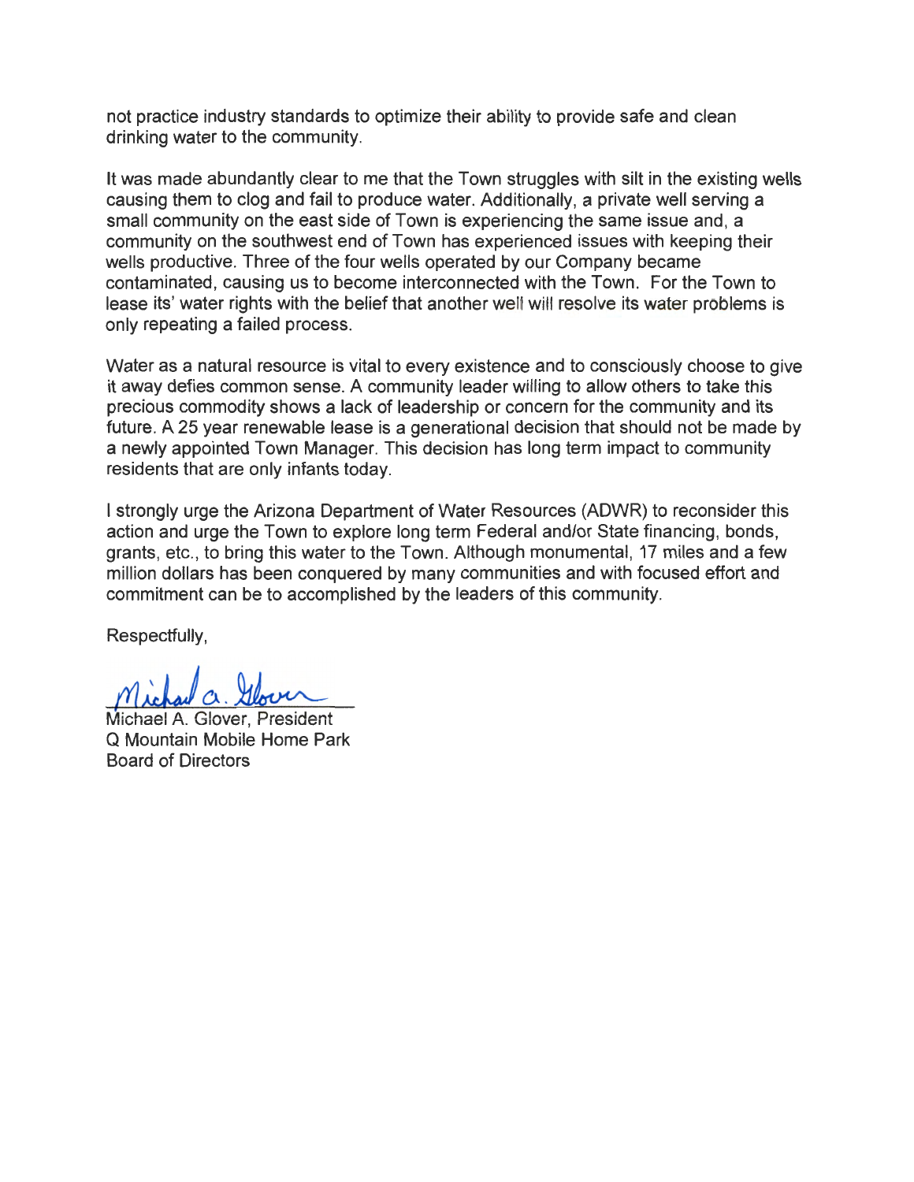not practice industry standards to optimize their ability to provide safe and clean drinking water to the community.

It was made abundantly clear to me that the Town struggles with silt in the existing wells causing them to clog and fail to produce water. Additionally, a private well serving a small community on the east side of Town is experiencing the same issue and, a community on the southwest end of Town has experienced issues with keeping their wells productive. Three of the four wells operated by our Company became contaminated, causing us to become interconnected with the Town. For the Town to lease its' water rights with the belief that another well will resolve its water problems is only repeating a failed process.

Water as a natural resource is vital to every existence and to consciously choose to give it away defies common sense. A community leader willing to allow others to take this precious commodity shows a lack of leadership or concern for the community and its future. A 25 year renewable lease is a generational decision that should not be made by a newly appointed Town Manager. This decision has long term impact to community residents that are only infants today.

I strongly urge the Arizona Department of Water Resources (ADWR) to reconsider this action and urge the Town to explore long term Federal and/or State financing, bonds, grants, etc., to bring this water to the Town. Although monumental, 17 miles and a few million dollars has been conquered by many communities and with focused effort and commitment can be to accomplished by the leaders of this community.

Respectfully,

Michael A. Glover

Michael A. Glover, President
Q Mountain Mobile Home Park
Board of Directors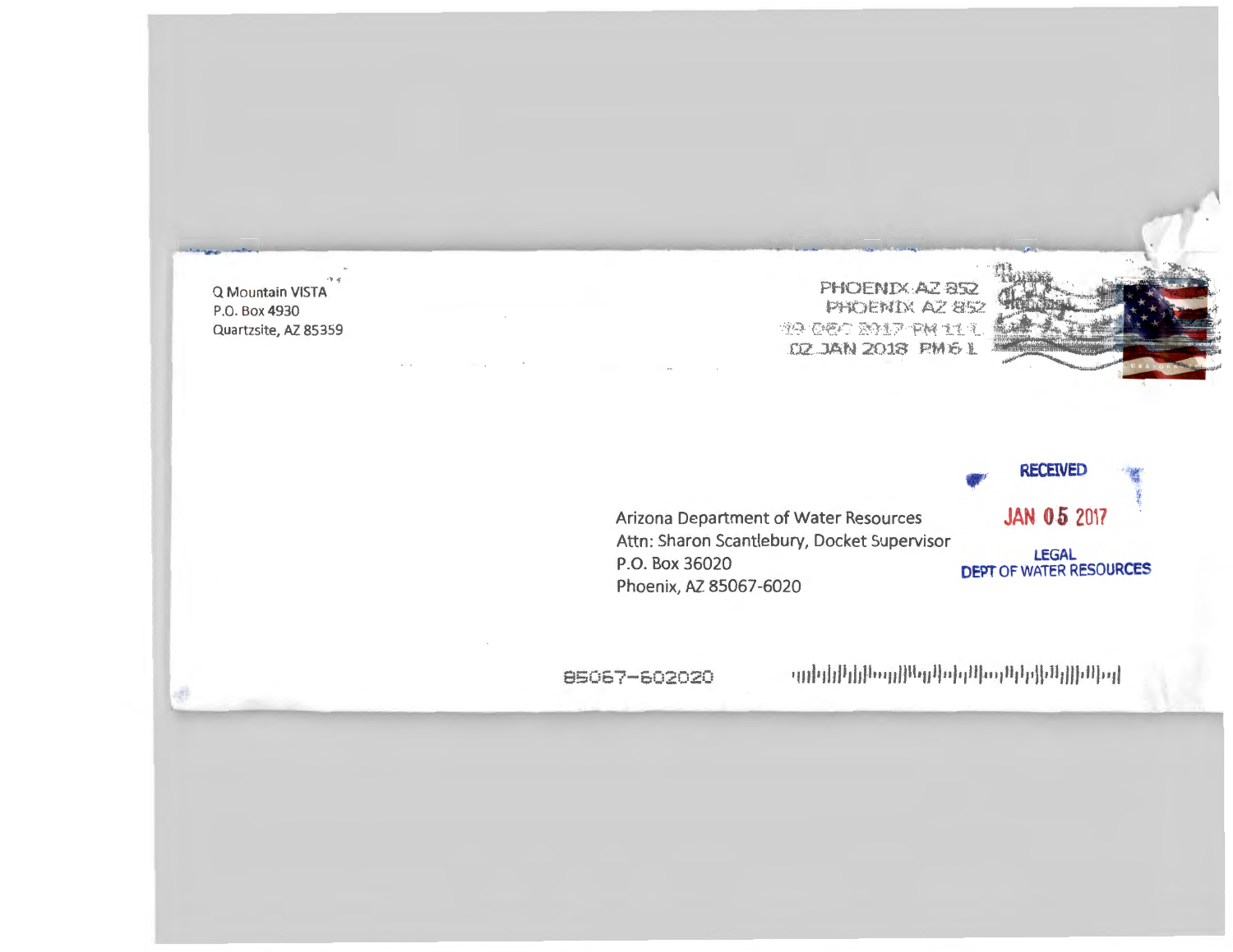Q Mountain VISTA
P.O. Box 4930
Quartzsite, AZ 85359

PHOENIX AZ 852
PHOENIX AZ 852
29 DEC 2017 PM 11 L
02 JAN 2018 PM 6 L

RECEIVED
JAN 05 2017
LEGAL
DEPT OF WATER RESOURCES

Arizona Department of Water Resources
Attn: Sharon Scantlebury, Docket Supervisor
P.O. Box 36020
Phoenix, AZ 85067-6020

85067-602020